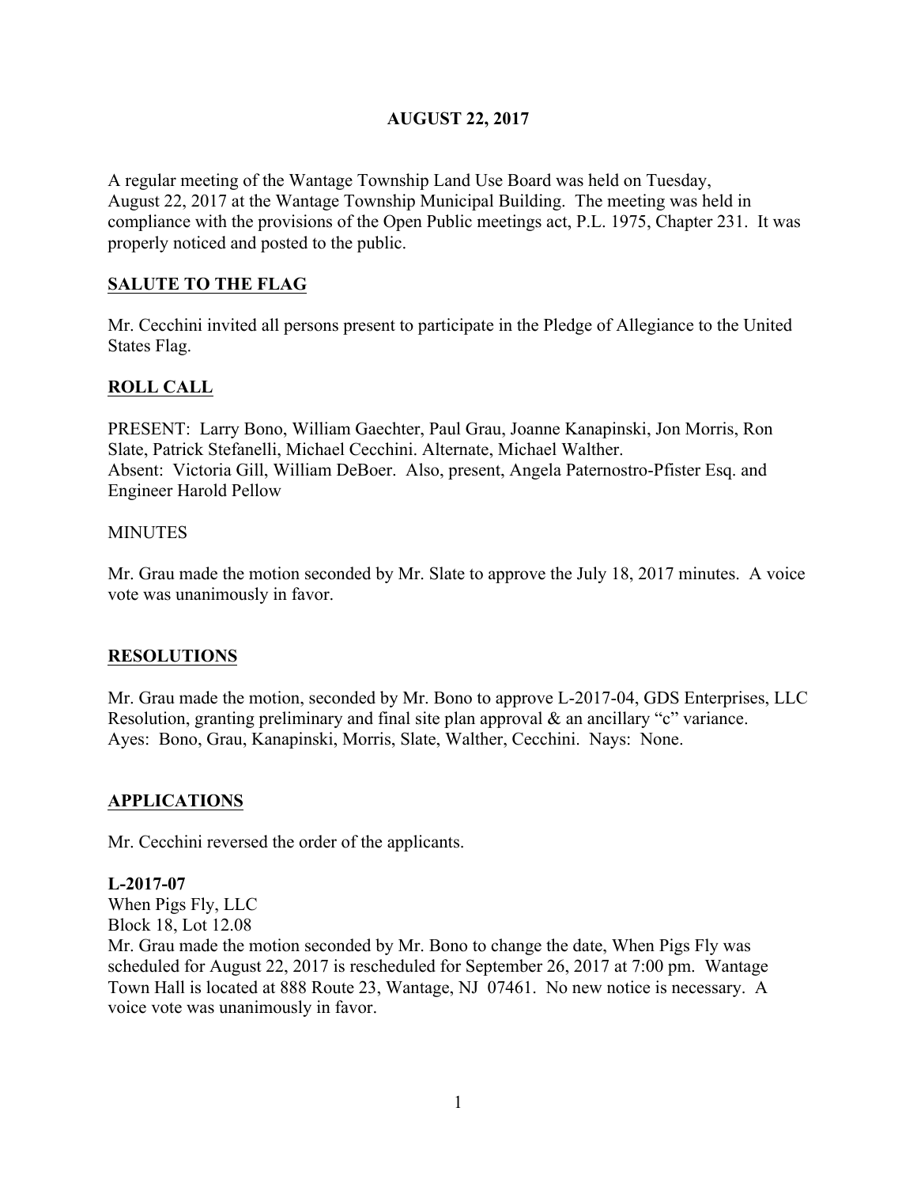# AUGUST 22, 2017

A regular meeting of the Wantage Township Land Use Board was held on Tuesday, August 22, 2017 at the Wantage Township Municipal Building. The meeting was held in compliance with the provisions of the Open Public meetings act, P.L. 1975, Chapter 231. It was properly noticed and posted to the public.

## SALUTE TO THE FLAG

Mr. Cecchini invited all persons present to participate in the Pledge of Allegiance to the United States Flag.

## ROLL CALL

PRESENT: Larry Bono, William Gaechter, Paul Grau, Joanne Kanapinski, Jon Morris, Ron Slate, Patrick Stefanelli, Michael Cecchini. Alternate, Michael Walther.
Absent: Victoria Gill, William DeBoer. Also, present, Angela Paternostro-Pfister Esq. and Engineer Harold Pellow

MINUTES

Mr. Grau made the motion seconded by Mr. Slate to approve the July 18, 2017 minutes. A voice vote was unanimously in favor.

## RESOLUTIONS

Mr. Grau made the motion, seconded by Mr. Bono to approve L-2017-04, GDS Enterprises, LLC Resolution, granting preliminary and final site plan approval & an ancillary "c" variance.
Ayes: Bono, Grau, Kanapinski, Morris, Slate, Walther, Cecchini. Nays: None.

## APPLICATIONS

Mr. Cecchini reversed the order of the applicants.

**L-2017-07**
When Pigs Fly, LLC
Block 18, Lot 12.08
Mr. Grau made the motion seconded by Mr. Bono to change the date, When Pigs Fly was scheduled for August 22, 2017 is rescheduled for September 26, 2017 at 7:00 pm. Wantage Town Hall is located at 888 Route 23, Wantage, NJ 07461. No new notice is necessary. A voice vote was unanimously in favor.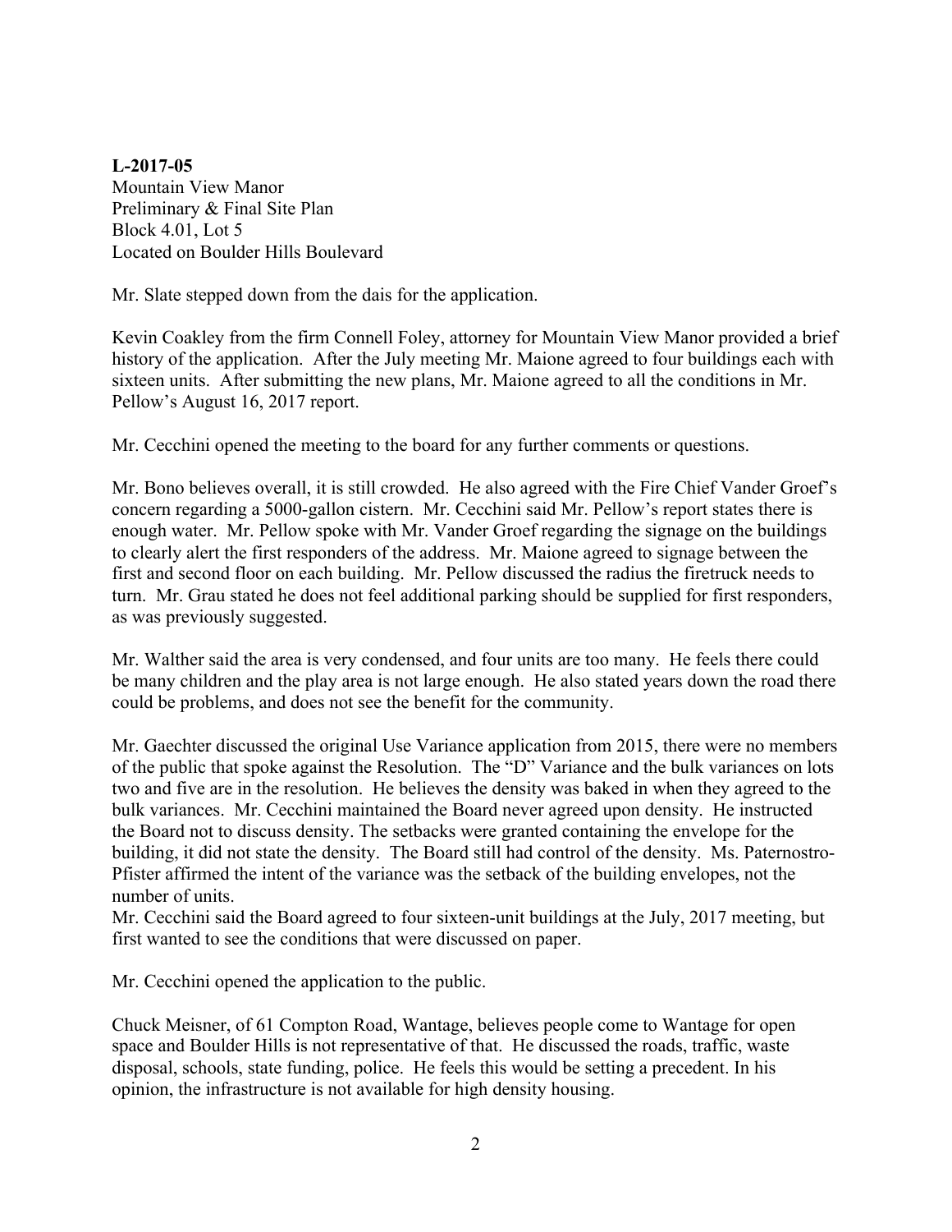**L-2017-05**
Mountain View Manor
Preliminary & Final Site Plan
Block 4.01, Lot 5
Located on Boulder Hills Boulevard

Mr. Slate stepped down from the dais for the application.

Kevin Coakley from the firm Connell Foley, attorney for Mountain View Manor provided a brief history of the application. After the July meeting Mr. Maione agreed to four buildings each with sixteen units. After submitting the new plans, Mr. Maione agreed to all the conditions in Mr. Pellow's August 16, 2017 report.

Mr. Cecchini opened the meeting to the board for any further comments or questions.

Mr. Bono believes overall, it is still crowded. He also agreed with the Fire Chief Vander Groef's concern regarding a 5000-gallon cistern. Mr. Cecchini said Mr. Pellow's report states there is enough water. Mr. Pellow spoke with Mr. Vander Groef regarding the signage on the buildings to clearly alert the first responders of the address. Mr. Maione agreed to signage between the first and second floor on each building. Mr. Pellow discussed the radius the firetruck needs to turn. Mr. Grau stated he does not feel additional parking should be supplied for first responders, as was previously suggested.

Mr. Walther said the area is very condensed, and four units are too many. He feels there could be many children and the play area is not large enough. He also stated years down the road there could be problems, and does not see the benefit for the community.

Mr. Gaechter discussed the original Use Variance application from 2015, there were no members of the public that spoke against the Resolution. The "D" Variance and the bulk variances on lots two and five are in the resolution. He believes the density was baked in when they agreed to the bulk variances. Mr. Cecchini maintained the Board never agreed upon density. He instructed the Board not to discuss density. The setbacks were granted containing the envelope for the building, it did not state the density. The Board still had control of the density. Ms. Paternostro-Pfister affirmed the intent of the variance was the setback of the building envelopes, not the number of units.
Mr. Cecchini said the Board agreed to four sixteen-unit buildings at the July, 2017 meeting, but first wanted to see the conditions that were discussed on paper.

Mr. Cecchini opened the application to the public.

Chuck Meisner, of 61 Compton Road, Wantage, believes people come to Wantage for open space and Boulder Hills is not representative of that. He discussed the roads, traffic, waste disposal, schools, state funding, police. He feels this would be setting a precedent. In his opinion, the infrastructure is not available for high density housing.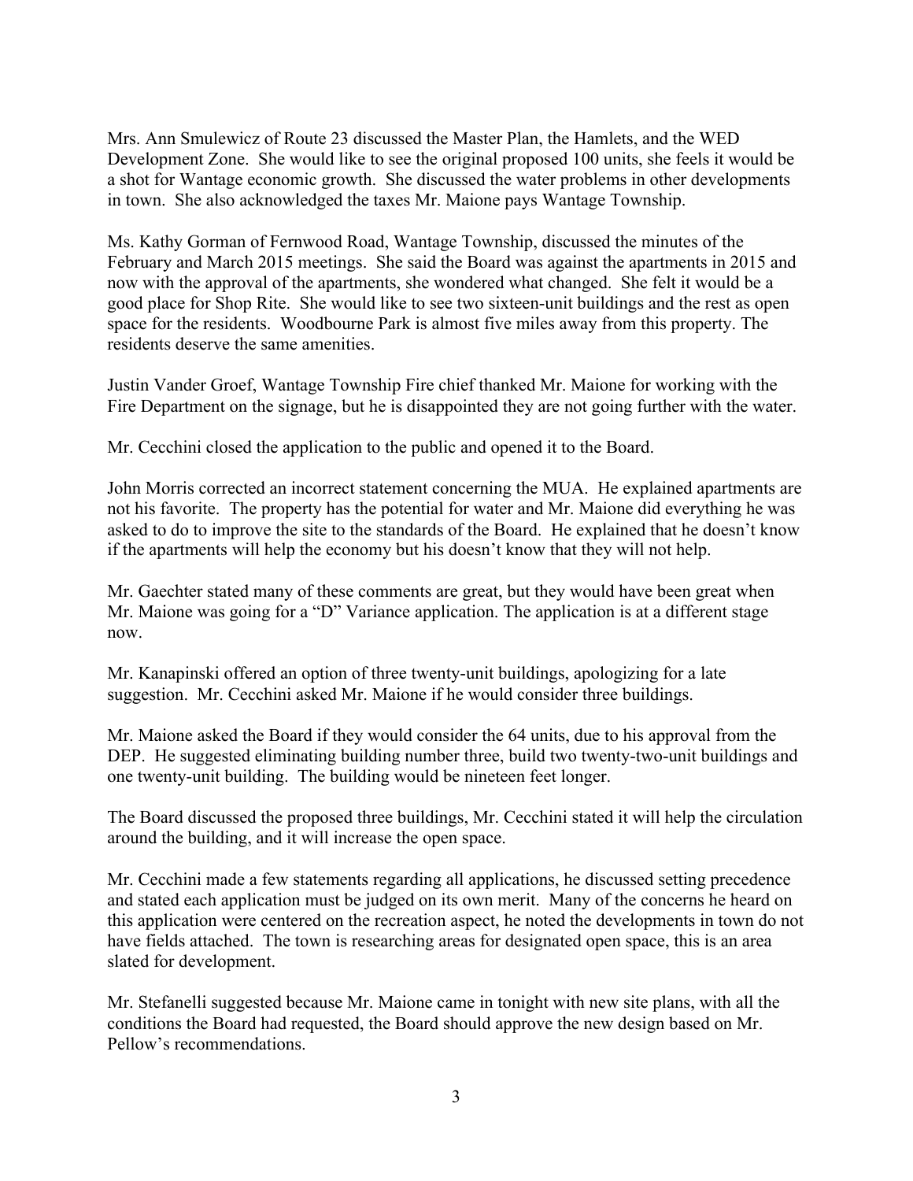Mrs. Ann Smulewicz of Route 23 discussed the Master Plan, the Hamlets, and the WED Development Zone. She would like to see the original proposed 100 units, she feels it would be a shot for Wantage economic growth. She discussed the water problems in other developments in town. She also acknowledged the taxes Mr. Maione pays Wantage Township.

Ms. Kathy Gorman of Fernwood Road, Wantage Township, discussed the minutes of the February and March 2015 meetings. She said the Board was against the apartments in 2015 and now with the approval of the apartments, she wondered what changed. She felt it would be a good place for Shop Rite. She would like to see two sixteen-unit buildings and the rest as open space for the residents. Woodbourne Park is almost five miles away from this property. The residents deserve the same amenities.

Justin Vander Groef, Wantage Township Fire chief thanked Mr. Maione for working with the Fire Department on the signage, but he is disappointed they are not going further with the water.

Mr. Cecchini closed the application to the public and opened it to the Board.

John Morris corrected an incorrect statement concerning the MUA. He explained apartments are not his favorite. The property has the potential for water and Mr. Maione did everything he was asked to do to improve the site to the standards of the Board. He explained that he doesn't know if the apartments will help the economy but his doesn't know that they will not help.

Mr. Gaechter stated many of these comments are great, but they would have been great when Mr. Maione was going for a "D" Variance application. The application is at a different stage now.

Mr. Kanapinski offered an option of three twenty-unit buildings, apologizing for a late suggestion. Mr. Cecchini asked Mr. Maione if he would consider three buildings.

Mr. Maione asked the Board if they would consider the 64 units, due to his approval from the DEP. He suggested eliminating building number three, build two twenty-two-unit buildings and one twenty-unit building. The building would be nineteen feet longer.

The Board discussed the proposed three buildings, Mr. Cecchini stated it will help the circulation around the building, and it will increase the open space.

Mr. Cecchini made a few statements regarding all applications, he discussed setting precedence and stated each application must be judged on its own merit. Many of the concerns he heard on this application were centered on the recreation aspect, he noted the developments in town do not have fields attached. The town is researching areas for designated open space, this is an area slated for development.

Mr. Stefanelli suggested because Mr. Maione came in tonight with new site plans, with all the conditions the Board had requested, the Board should approve the new design based on Mr. Pellow's recommendations.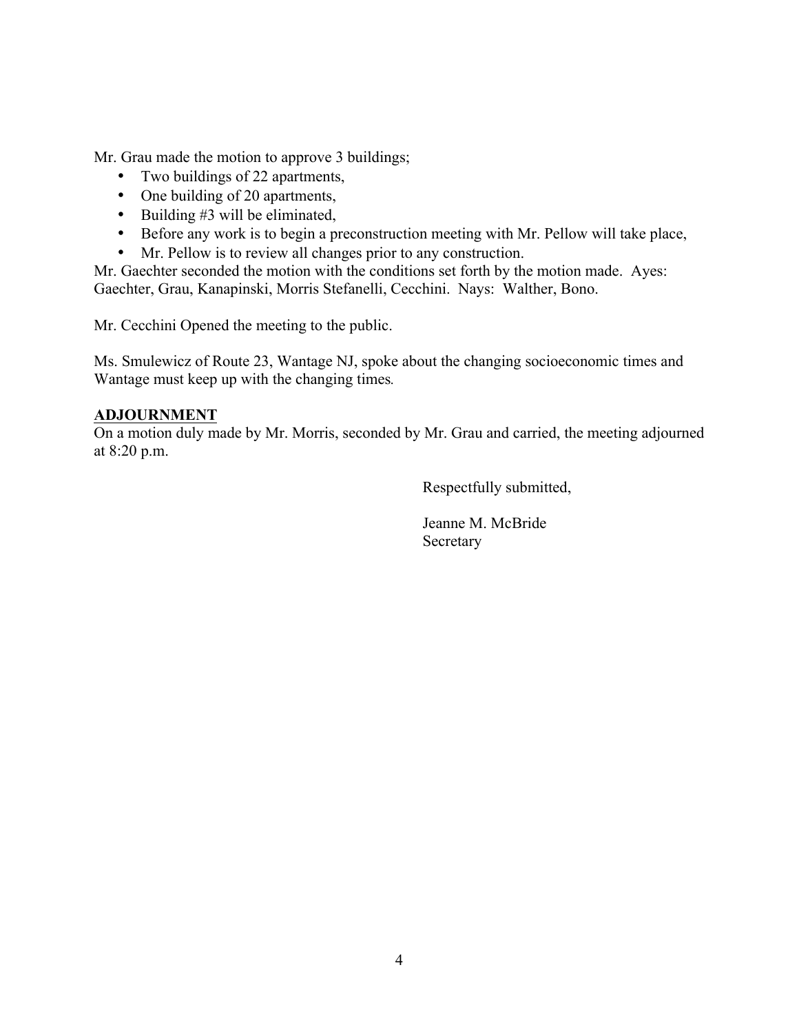Mr. Grau made the motion to approve 3 buildings;

- Two buildings of 22 apartments,
- One building of 20 apartments,
- Building #3 will be eliminated,
- Before any work is to begin a preconstruction meeting with Mr. Pellow will take place,
- Mr. Pellow is to review all changes prior to any construction.

Mr. Gaechter seconded the motion with the conditions set forth by the motion made. Ayes: Gaechter, Grau, Kanapinski, Morris Stefanelli, Cecchini. Nays: Walther, Bono.

Mr. Cecchini Opened the meeting to the public.

Ms. Smulewicz of Route 23, Wantage NJ, spoke about the changing socioeconomic times and Wantage must keep up with the changing times.

**ADJOURNMENT**

On a motion duly made by Mr. Morris, seconded by Mr. Grau and carried, the meeting adjourned at 8:20 p.m.

Respectfully submitted,

Jeanne M. McBride
Secretary